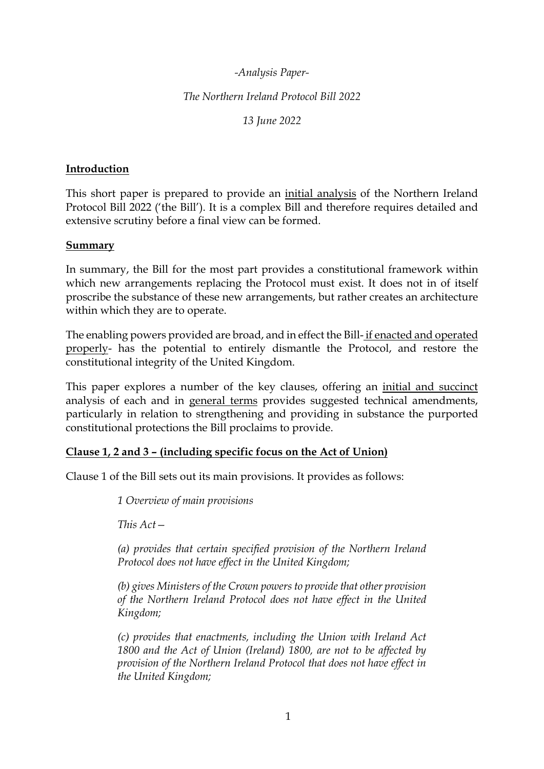*-Analysis Paper-*

*The Northern Ireland Protocol Bill 2022*

*13 June 2022*

## Introduction

This short paper is prepared to provide an <u>initial analysis</u> of the Northern Ireland Protocol Bill 2022 ('the Bill'). It is a complex Bill and therefore requires detailed and extensive scrutiny before a final view can be formed.

## Summary

In summary, the Bill for the most part provides a constitutional framework within which new arrangements replacing the Protocol must exist. It does not in of itself proscribe the substance of these new arrangements, but rather creates an architecture within which they are to operate.

The enabling powers provided are broad, and in effect the Bill- <u>if enacted and operated properly</u>- has the potential to entirely dismantle the Protocol, and restore the constitutional integrity of the United Kingdom.

This paper explores a number of the key clauses, offering an <u>initial and succinct</u> analysis of each and in <u>general terms</u> provides suggested technical amendments, particularly in relation to strengthening and providing in substance the purported constitutional protections the Bill proclaims to provide.

## Clause 1, 2 and 3 – (including specific focus on the Act of Union)

Clause 1 of the Bill sets out its main provisions. It provides as follows:

> *1 Overview of main provisions*
>
> *This Act—*
>
> *(a) provides that certain specified provision of the Northern Ireland Protocol does not have effect in the United Kingdom;*
>
> *(b) gives Ministers of the Crown powers to provide that other provision of the Northern Ireland Protocol does not have effect in the United Kingdom;*
>
> *(c) provides that enactments, including the Union with Ireland Act 1800 and the Act of Union (Ireland) 1800, are not to be affected by provision of the Northern Ireland Protocol that does not have effect in the United Kingdom;*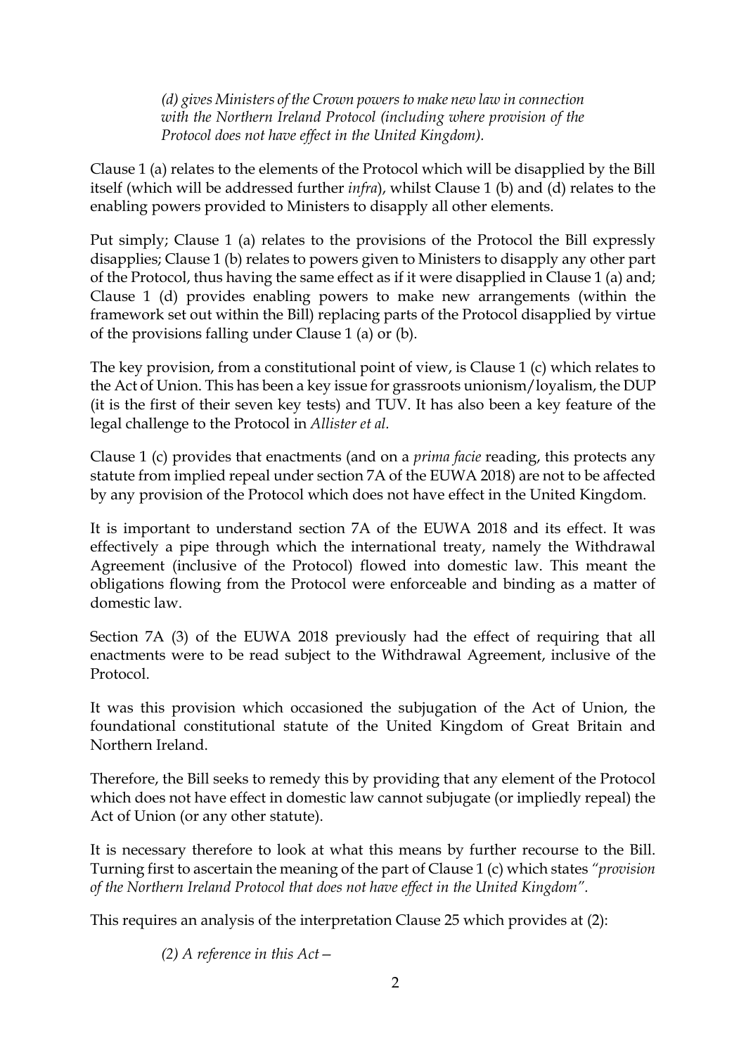> *(d) gives Ministers of the Crown powers to make new law in connection with the Northern Ireland Protocol (including where provision of the Protocol does not have effect in the United Kingdom).*

Clause 1 (a) relates to the elements of the Protocol which will be disapplied by the Bill itself (which will be addressed further *infra*), whilst Clause 1 (b) and (d) relates to the enabling powers provided to Ministers to disapply all other elements.

Put simply; Clause 1 (a) relates to the provisions of the Protocol the Bill expressly disapplies; Clause 1 (b) relates to powers given to Ministers to disapply any other part of the Protocol, thus having the same effect as if it were disapplied in Clause 1 (a) and; Clause 1 (d) provides enabling powers to make new arrangements (within the framework set out within the Bill) replacing parts of the Protocol disapplied by virtue of the provisions falling under Clause 1 (a) or (b).

The key provision, from a constitutional point of view, is Clause 1 (c) which relates to the Act of Union. This has been a key issue for grassroots unionism/loyalism, the DUP (it is the first of their seven key tests) and TUV. It has also been a key feature of the legal challenge to the Protocol in *Allister et al.*

Clause 1 (c) provides that enactments (and on a *prima facie* reading, this protects any statute from implied repeal under section 7A of the EUWA 2018) are not to be affected by any provision of the Protocol which does not have effect in the United Kingdom.

It is important to understand section 7A of the EUWA 2018 and its effect. It was effectively a pipe through which the international treaty, namely the Withdrawal Agreement (inclusive of the Protocol) flowed into domestic law. This meant the obligations flowing from the Protocol were enforceable and binding as a matter of domestic law.

Section 7A (3) of the EUWA 2018 previously had the effect of requiring that all enactments were to be read subject to the Withdrawal Agreement, inclusive of the Protocol.

It was this provision which occasioned the subjugation of the Act of Union, the foundational constitutional statute of the United Kingdom of Great Britain and Northern Ireland.

Therefore, the Bill seeks to remedy this by providing that any element of the Protocol which does not have effect in domestic law cannot subjugate (or impliedly repeal) the Act of Union (or any other statute).

It is necessary therefore to look at what this means by further recourse to the Bill. Turning first to ascertain the meaning of the part of Clause 1 (c) which states *"provision of the Northern Ireland Protocol that does not have effect in the United Kingdom".*

This requires an analysis of the interpretation Clause 25 which provides at (2):

> *(2) A reference in this Act—*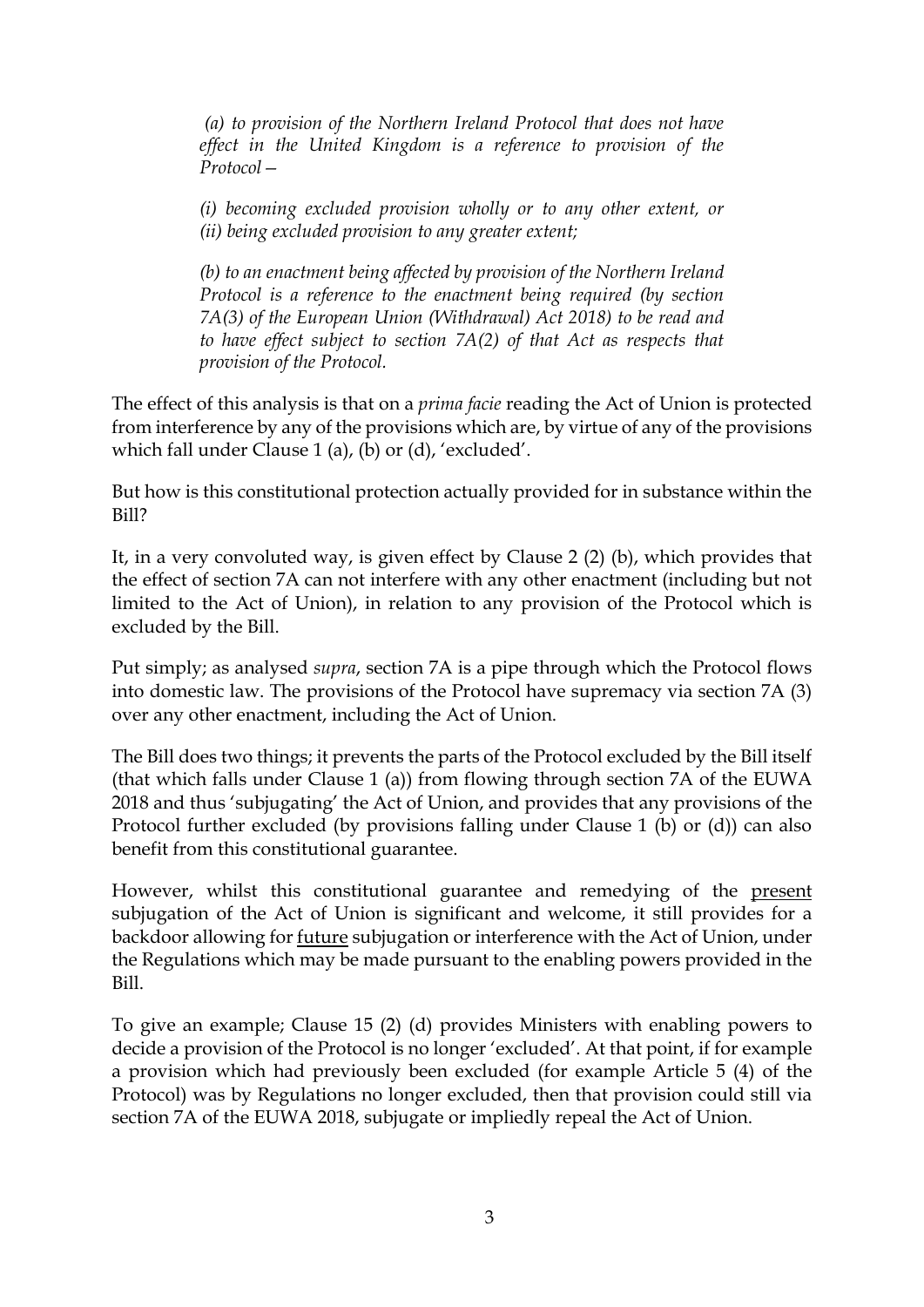*(a) to provision of the Northern Ireland Protocol that does not have effect in the United Kingdom is a reference to provision of the Protocol—*

*(i) becoming excluded provision wholly or to any other extent, or*
*(ii) being excluded provision to any greater extent;*

*(b) to an enactment being affected by provision of the Northern Ireland Protocol is a reference to the enactment being required (by section 7A(3) of the European Union (Withdrawal) Act 2018) to be read and to have effect subject to section 7A(2) of that Act as respects that provision of the Protocol.*

The effect of this analysis is that on a *prima facie* reading the Act of Union is protected from interference by any of the provisions which are, by virtue of any of the provisions which fall under Clause 1 (a), (b) or (d), 'excluded'.

But how is this constitutional protection actually provided for in substance within the Bill?

It, in a very convoluted way, is given effect by Clause 2 (2) (b), which provides that the effect of section 7A can not interfere with any other enactment (including but not limited to the Act of Union), in relation to any provision of the Protocol which is excluded by the Bill.

Put simply; as analysed *supra*, section 7A is a pipe through which the Protocol flows into domestic law. The provisions of the Protocol have supremacy via section 7A (3) over any other enactment, including the Act of Union.

The Bill does two things; it prevents the parts of the Protocol excluded by the Bill itself (that which falls under Clause 1 (a)) from flowing through section 7A of the EUWA 2018 and thus 'subjugating' the Act of Union, and provides that any provisions of the Protocol further excluded (by provisions falling under Clause 1 (b) or (d)) can also benefit from this constitutional guarantee.

However, whilst this constitutional guarantee and remedying of the present subjugation of the Act of Union is significant and welcome, it still provides for a backdoor allowing for future subjugation or interference with the Act of Union, under the Regulations which may be made pursuant to the enabling powers provided in the Bill.

To give an example; Clause 15 (2) (d) provides Ministers with enabling powers to decide a provision of the Protocol is no longer 'excluded'. At that point, if for example a provision which had previously been excluded (for example Article 5 (4) of the Protocol) was by Regulations no longer excluded, then that provision could still via section 7A of the EUWA 2018, subjugate or impliedly repeal the Act of Union.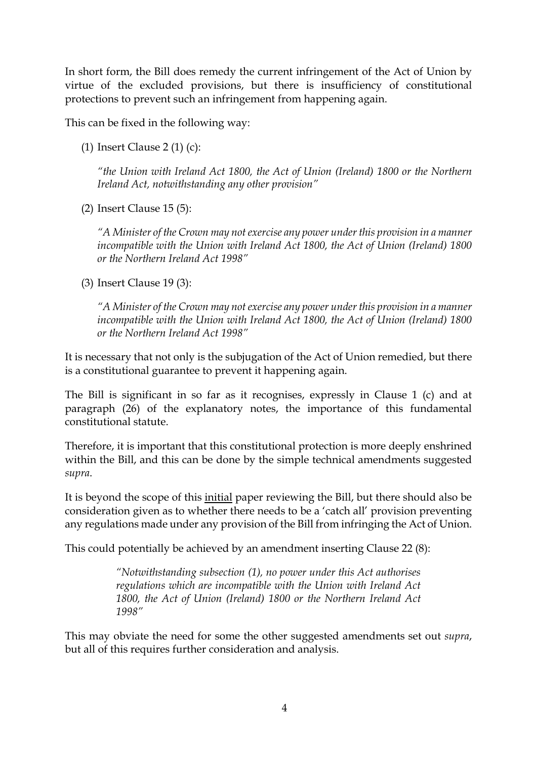In short form, the Bill does remedy the current infringement of the Act of Union by virtue of the excluded provisions, but there is insufficiency of constitutional protections to prevent such an infringement from happening again.

This can be fixed in the following way:

(1) Insert Clause 2 (1) (c):

> *"the Union with Ireland Act 1800, the Act of Union (Ireland) 1800 or the Northern Ireland Act, notwithstanding any other provision"*

(2) Insert Clause 15 (5):

> *"A Minister of the Crown may not exercise any power under this provision in a manner incompatible with the Union with Ireland Act 1800, the Act of Union (Ireland) 1800 or the Northern Ireland Act 1998"*

(3) Insert Clause 19 (3):

> *"A Minister of the Crown may not exercise any power under this provision in a manner incompatible with the Union with Ireland Act 1800, the Act of Union (Ireland) 1800 or the Northern Ireland Act 1998"*

It is necessary that not only is the subjugation of the Act of Union remedied, but there is a constitutional guarantee to prevent it happening again.

The Bill is significant in so far as it recognises, expressly in Clause 1 (c) and at paragraph (26) of the explanatory notes, the importance of this fundamental constitutional statute.

Therefore, it is important that this constitutional protection is more deeply enshrined within the Bill, and this can be done by the simple technical amendments suggested *supra*.

It is beyond the scope of this <u>initial</u> paper reviewing the Bill, but there should also be consideration given as to whether there needs to be a 'catch all' provision preventing any regulations made under any provision of the Bill from infringing the Act of Union.

This could potentially be achieved by an amendment inserting Clause 22 (8):

> *"Notwithstanding subsection (1), no power under this Act authorises regulations which are incompatible with the Union with Ireland Act 1800, the Act of Union (Ireland) 1800 or the Northern Ireland Act 1998"*

This may obviate the need for some the other suggested amendments set out *supra*, but all of this requires further consideration and analysis.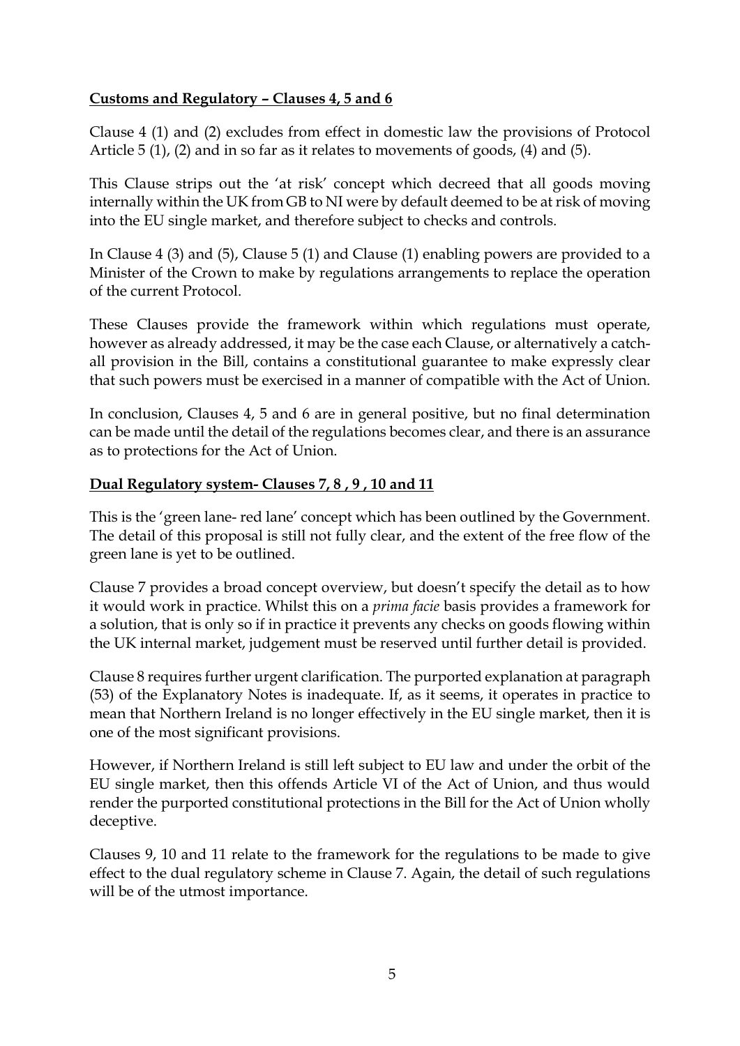**Customs and Regulatory – Clauses 4, 5 and 6**

Clause 4 (1) and (2) excludes from effect in domestic law the provisions of Protocol Article 5 (1), (2) and in so far as it relates to movements of goods, (4) and (5).

This Clause strips out the 'at risk' concept which decreed that all goods moving internally within the UK from GB to NI were by default deemed to be at risk of moving into the EU single market, and therefore subject to checks and controls.

In Clause 4 (3) and (5), Clause 5 (1) and Clause (1) enabling powers are provided to a Minister of the Crown to make by regulations arrangements to replace the operation of the current Protocol.

These Clauses provide the framework within which regulations must operate, however as already addressed, it may be the case each Clause, or alternatively a catch-all provision in the Bill, contains a constitutional guarantee to make expressly clear that such powers must be exercised in a manner of compatible with the Act of Union.

In conclusion, Clauses 4, 5 and 6 are in general positive, but no final determination can be made until the detail of the regulations becomes clear, and there is an assurance as to protections for the Act of Union.

**Dual Regulatory system- Clauses 7, 8 , 9 , 10 and 11**

This is the 'green lane- red lane' concept which has been outlined by the Government. The detail of this proposal is still not fully clear, and the extent of the free flow of the green lane is yet to be outlined.

Clause 7 provides a broad concept overview, but doesn't specify the detail as to how it would work in practice. Whilst this on a *prima facie* basis provides a framework for a solution, that is only so if in practice it prevents any checks on goods flowing within the UK internal market, judgement must be reserved until further detail is provided.

Clause 8 requires further urgent clarification. The purported explanation at paragraph (53) of the Explanatory Notes is inadequate. If, as it seems, it operates in practice to mean that Northern Ireland is no longer effectively in the EU single market, then it is one of the most significant provisions.

However, if Northern Ireland is still left subject to EU law and under the orbit of the EU single market, then this offends Article VI of the Act of Union, and thus would render the purported constitutional protections in the Bill for the Act of Union wholly deceptive.

Clauses 9, 10 and 11 relate to the framework for the regulations to be made to give effect to the dual regulatory scheme in Clause 7. Again, the detail of such regulations will be of the utmost importance.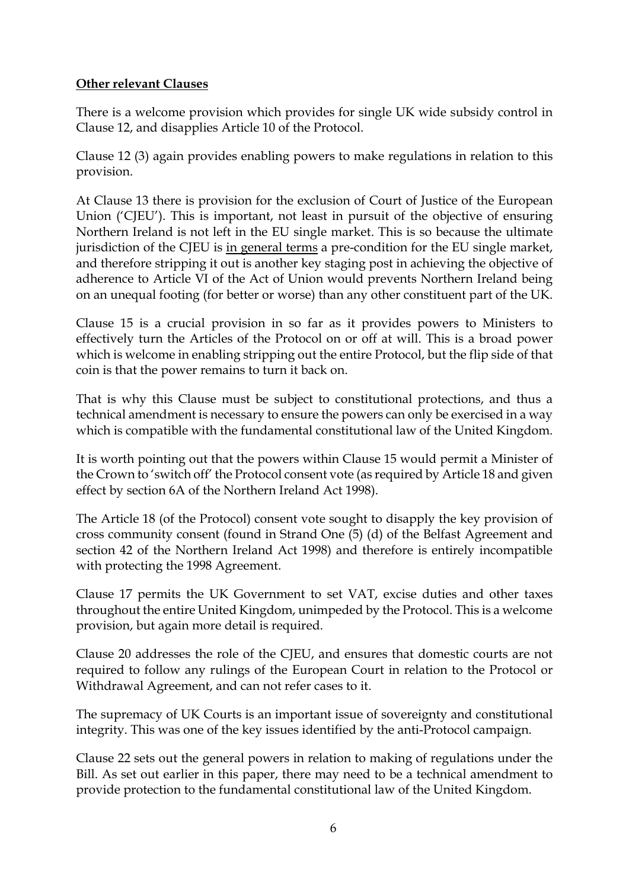**Other relevant Clauses**

There is a welcome provision which provides for single UK wide subsidy control in Clause 12, and disapplies Article 10 of the Protocol.

Clause 12 (3) again provides enabling powers to make regulations in relation to this provision.

At Clause 13 there is provision for the exclusion of Court of Justice of the European Union ('CJEU'). This is important, not least in pursuit of the objective of ensuring Northern Ireland is not left in the EU single market. This is so because the ultimate jurisdiction of the CJEU is <u>in general terms</u> a pre-condition for the EU single market, and therefore stripping it out is another key staging post in achieving the objective of adherence to Article VI of the Act of Union would prevents Northern Ireland being on an unequal footing (for better or worse) than any other constituent part of the UK.

Clause 15 is a crucial provision in so far as it provides powers to Ministers to effectively turn the Articles of the Protocol on or off at will. This is a broad power which is welcome in enabling stripping out the entire Protocol, but the flip side of that coin is that the power remains to turn it back on.

That is why this Clause must be subject to constitutional protections, and thus a technical amendment is necessary to ensure the powers can only be exercised in a way which is compatible with the fundamental constitutional law of the United Kingdom.

It is worth pointing out that the powers within Clause 15 would permit a Minister of the Crown to 'switch off' the Protocol consent vote (as required by Article 18 and given effect by section 6A of the Northern Ireland Act 1998).

The Article 18 (of the Protocol) consent vote sought to disapply the key provision of cross community consent (found in Strand One (5) (d) of the Belfast Agreement and section 42 of the Northern Ireland Act 1998) and therefore is entirely incompatible with protecting the 1998 Agreement.

Clause 17 permits the UK Government to set VAT, excise duties and other taxes throughout the entire United Kingdom, unimpeded by the Protocol. This is a welcome provision, but again more detail is required.

Clause 20 addresses the role of the CJEU, and ensures that domestic courts are not required to follow any rulings of the European Court in relation to the Protocol or Withdrawal Agreement, and can not refer cases to it.

The supremacy of UK Courts is an important issue of sovereignty and constitutional integrity. This was one of the key issues identified by the anti-Protocol campaign.

Clause 22 sets out the general powers in relation to making of regulations under the Bill. As set out earlier in this paper, there may need to be a technical amendment to provide protection to the fundamental constitutional law of the United Kingdom.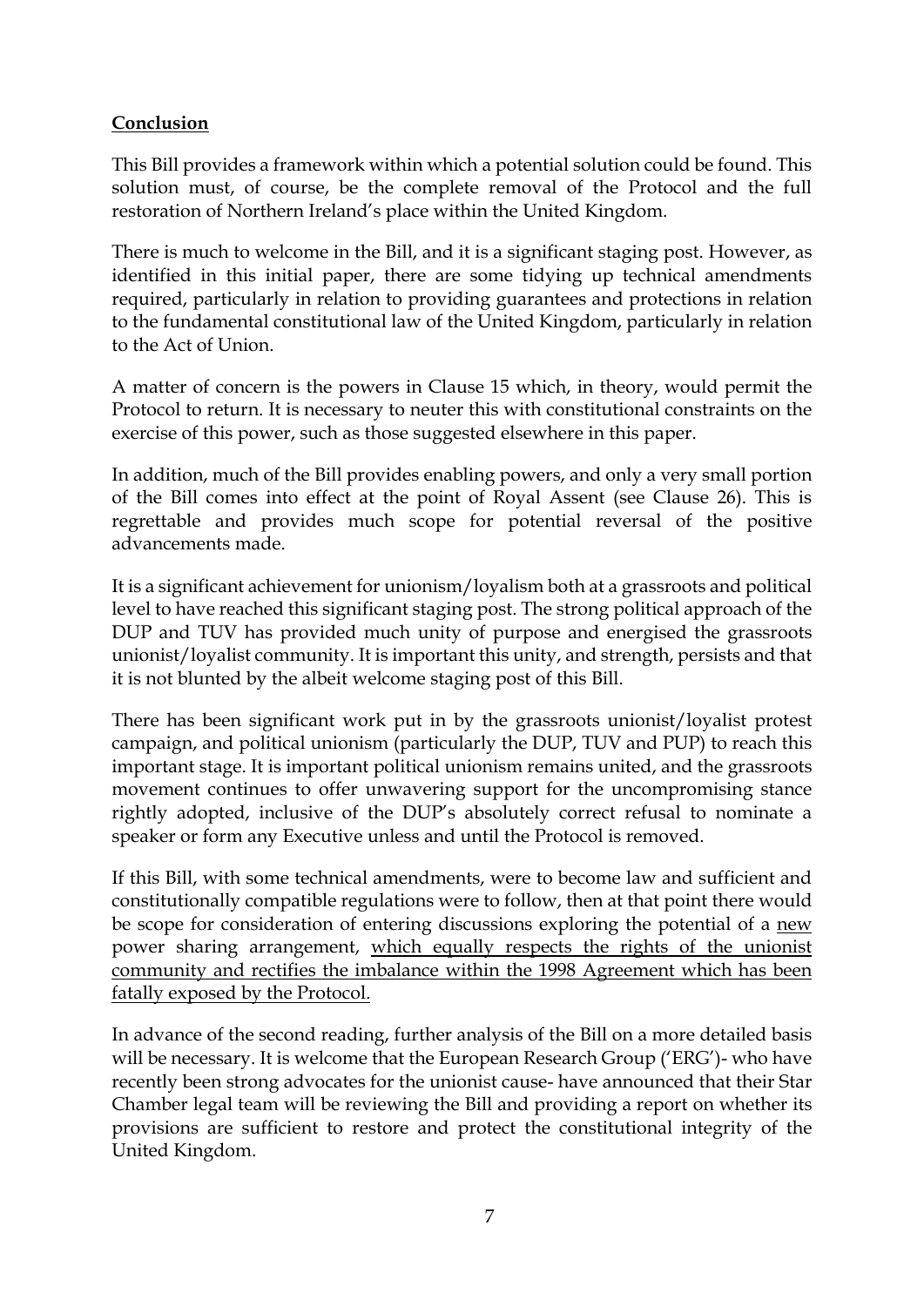## **Conclusion**

This Bill provides a framework within which a potential solution could be found. This solution must, of course, be the complete removal of the Protocol and the full restoration of Northern Ireland's place within the United Kingdom.

There is much to welcome in the Bill, and it is a significant staging post. However, as identified in this initial paper, there are some tidying up technical amendments required, particularly in relation to providing guarantees and protections in relation to the fundamental constitutional law of the United Kingdom, particularly in relation to the Act of Union.

A matter of concern is the powers in Clause 15 which, in theory, would permit the Protocol to return. It is necessary to neuter this with constitutional constraints on the exercise of this power, such as those suggested elsewhere in this paper.

In addition, much of the Bill provides enabling powers, and only a very small portion of the Bill comes into effect at the point of Royal Assent (see Clause 26). This is regrettable and provides much scope for potential reversal of the positive advancements made.

It is a significant achievement for unionism/loyalism both at a grassroots and political level to have reached this significant staging post. The strong political approach of the DUP and TUV has provided much unity of purpose and energised the grassroots unionist/loyalist community. It is important this unity, and strength, persists and that it is not blunted by the albeit welcome staging post of this Bill.

There has been significant work put in by the grassroots unionist/loyalist protest campaign, and political unionism (particularly the DUP, TUV and PUP) to reach this important stage. It is important political unionism remains united, and the grassroots movement continues to offer unwavering support for the uncompromising stance rightly adopted, inclusive of the DUP's absolutely correct refusal to nominate a speaker or form any Executive unless and until the Protocol is removed.

If this Bill, with some technical amendments, were to become law and sufficient and constitutionally compatible regulations were to follow, then at that point there would be scope for consideration of entering discussions exploring the potential of a <u>new</u> power sharing arrangement, <u>which equally respects the rights of the unionist community and rectifies the imbalance within the 1998 Agreement which has been fatally exposed by the Protocol.</u>

In advance of the second reading, further analysis of the Bill on a more detailed basis will be necessary. It is welcome that the European Research Group ('ERG')- who have recently been strong advocates for the unionist cause- have announced that their Star Chamber legal team will be reviewing the Bill and providing a report on whether its provisions are sufficient to restore and protect the constitutional integrity of the United Kingdom.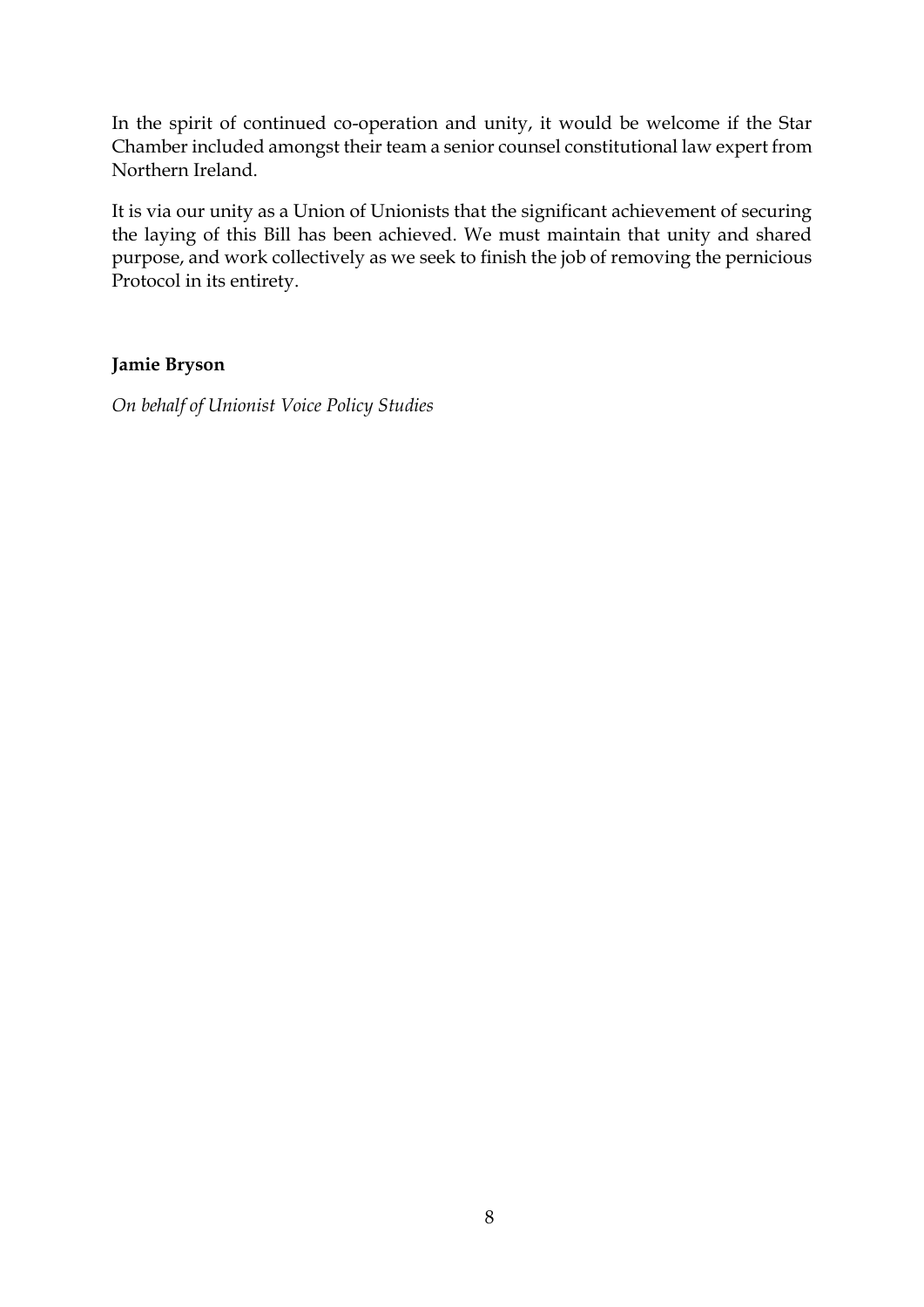In the spirit of continued co-operation and unity, it would be welcome if the Star Chamber included amongst their team a senior counsel constitutional law expert from Northern Ireland.

It is via our unity as a Union of Unionists that the significant achievement of securing the laying of this Bill has been achieved. We must maintain that unity and shared purpose, and work collectively as we seek to finish the job of removing the pernicious Protocol in its entirety.

**Jamie Bryson**

*On behalf of Unionist Voice Policy Studies*